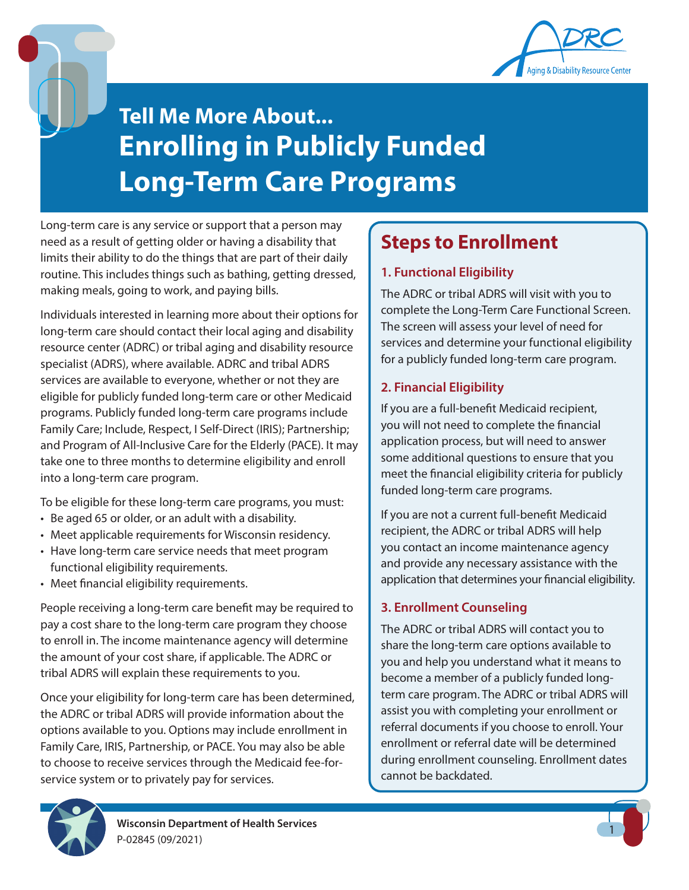# Tell Me More About...

# Enrolling in Publicly Funded Long-Term Care Programs

Long-term care is any service or support that a person may need as a result of getting older or having a disability that limits their ability to do the things that are part of their daily routine. This includes things such as bathing, getting dressed, making meals, going to work, and paying bills.

Individuals interested in learning more about their options for long-term care should contact their local aging and disability resource center (ADRC) or tribal aging and disability resource specialist (ADRS), where available. ADRC and tribal ADRS services are available to everyone, whether or not they are eligible for publicly funded long-term care or other Medicaid programs. Publicly funded long-term care programs include Family Care; Include, Respect, I Self-Direct (IRIS); Partnership; and Program of All-Inclusive Care for the Elderly (PACE). It may take one to three months to determine eligibility and enroll into a long-term care program.

To be eligible for these long-term care programs, you must:

- Be aged 65 or older, or an adult with a disability.
- Meet applicable requirements for Wisconsin residency.
- Have long-term care service needs that meet program functional eligibility requirements.
- Meet financial eligibility requirements.

People receiving a long-term care benefit may be required to pay a cost share to the long-term care program they choose to enroll in. The income maintenance agency will determine the amount of your cost share, if applicable. The ADRC or tribal ADRS will explain these requirements to you.

Once your eligibility for long-term care has been determined, the ADRC or tribal ADRS will provide information about the options available to you. Options may include enrollment in Family Care, IRIS, Partnership, or PACE. You may also be able to choose to receive services through the Medicaid fee-for-service system or to privately pay for services.

## Steps to Enrollment

### 1. Functional Eligibility

The ADRC or tribal ADRS will visit with you to complete the Long-Term Care Functional Screen. The screen will assess your level of need for services and determine your functional eligibility for a publicly funded long-term care program.

### 2. Financial Eligibility

If you are a full-benefit Medicaid recipient, you will not need to complete the financial application process, but will need to answer some additional questions to ensure that you meet the financial eligibility criteria for publicly funded long-term care programs.

If you are not a current full-benefit Medicaid recipient, the ADRC or tribal ADRS will help you contact an income maintenance agency and provide any necessary assistance with the application that determines your financial eligibility.

### 3. Enrollment Counseling

The ADRC or tribal ADRS will contact you to share the long-term care options available to you and help you understand what it means to become a member of a publicly funded long-term care program. The ADRC or tribal ADRS will assist you with completing your enrollment or referral documents if you choose to enroll. Your enrollment or referral date will be determined during enrollment counseling. Enrollment dates cannot be backdated.

**Wisconsin Department of Health Services**
P-02845 (09/2021)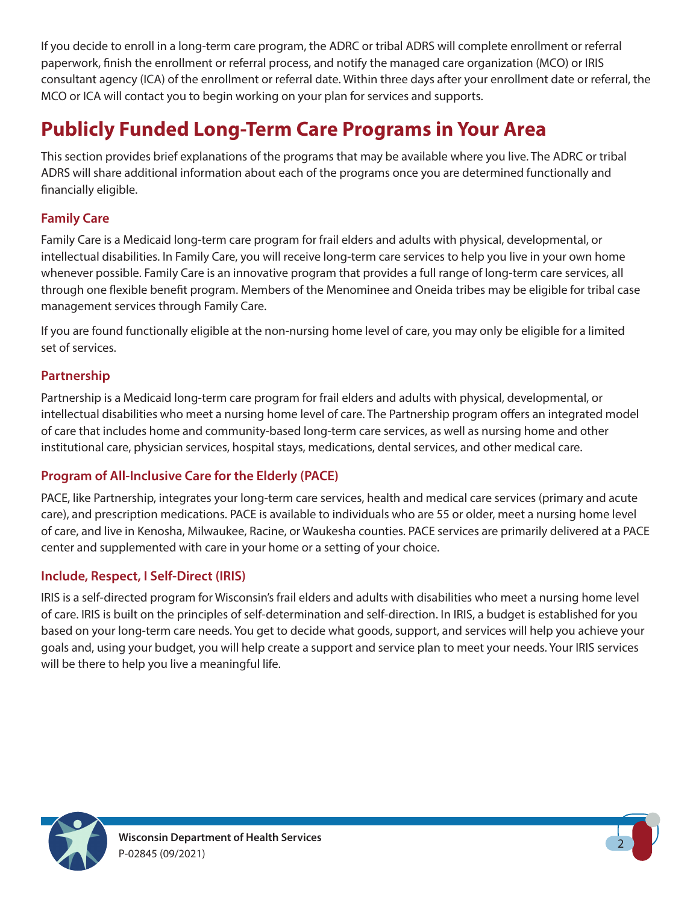If you decide to enroll in a long-term care program, the ADRC or tribal ADRS will complete enrollment or referral paperwork, finish the enrollment or referral process, and notify the managed care organization (MCO) or IRIS consultant agency (ICA) of the enrollment or referral date. Within three days after your enrollment date or referral, the MCO or ICA will contact you to begin working on your plan for services and supports.

## Publicly Funded Long-Term Care Programs in Your Area

This section provides brief explanations of the programs that may be available where you live. The ADRC or tribal ADRS will share additional information about each of the programs once you are determined functionally and financially eligible.

### Family Care

Family Care is a Medicaid long-term care program for frail elders and adults with physical, developmental, or intellectual disabilities. In Family Care, you will receive long-term care services to help you live in your own home whenever possible. Family Care is an innovative program that provides a full range of long-term care services, all through one flexible benefit program. Members of the Menominee and Oneida tribes may be eligible for tribal case management services through Family Care.

If you are found functionally eligible at the non-nursing home level of care, you may only be eligible for a limited set of services.

### Partnership

Partnership is a Medicaid long-term care program for frail elders and adults with physical, developmental, or intellectual disabilities who meet a nursing home level of care. The Partnership program offers an integrated model of care that includes home and community-based long-term care services, as well as nursing home and other institutional care, physician services, hospital stays, medications, dental services, and other medical care.

### Program of All-Inclusive Care for the Elderly (PACE)

PACE, like Partnership, integrates your long-term care services, health and medical care services (primary and acute care), and prescription medications. PACE is available to individuals who are 55 or older, meet a nursing home level of care, and live in Kenosha, Milwaukee, Racine, or Waukesha counties. PACE services are primarily delivered at a PACE center and supplemented with care in your home or a setting of your choice.

### Include, Respect, I Self-Direct (IRIS)

IRIS is a self-directed program for Wisconsin's frail elders and adults with disabilities who meet a nursing home level of care. IRIS is built on the principles of self-determination and self-direction. In IRIS, a budget is established for you based on your long-term care needs. You get to decide what goods, support, and services will help you achieve your goals and, using your budget, you will help create a support and service plan to meet your needs. Your IRIS services will be there to help you live a meaningful life.